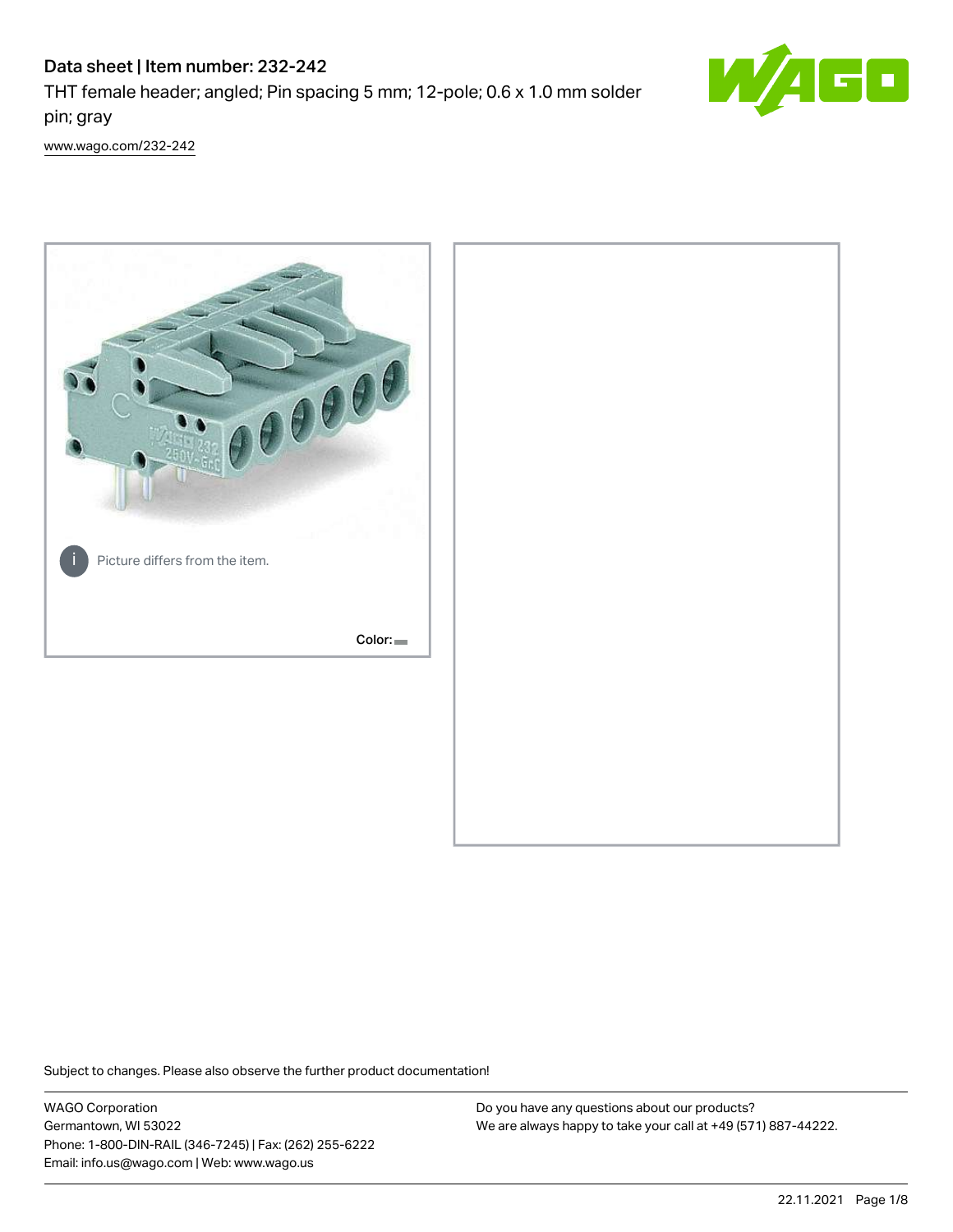# Data sheet | Item number: 232-242

THT female header; angled; Pin spacing 5 mm; 12-pole; 0.6 x 1.0 mm solder pin; gray

www.wago.com/232-242

Picture differs from the item.

Color:

Subject to changes. Please also observe the further product documentation!

WAGO Corporation
Germantown, WI 53022
Phone: 1-800-DIN-RAIL (346-7245) | Fax: (262) 255-6222
Email: info.us@wago.com | Web: www.wago.us

Do you have any questions about our products?
We are always happy to take your call at +49 (571) 887-44222.

22.11.2021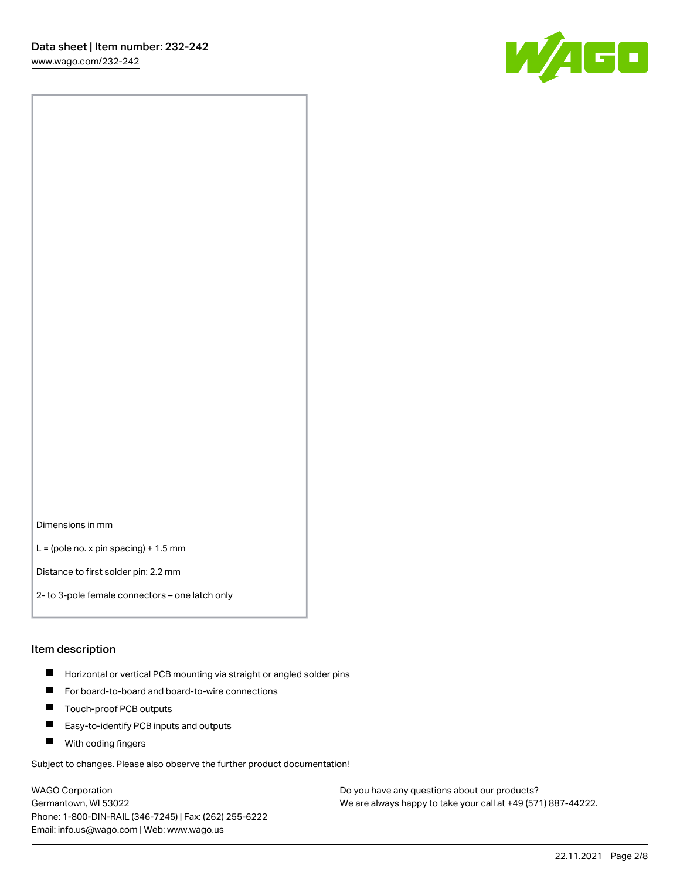Dimensions in mm

L = (pole no. x pin spacing) + 1.5 mm

Distance to first solder pin: 2.2 mm

2- to 3-pole female connectors – one latch only

## Item description

- Horizontal or vertical PCB mounting via straight or angled solder pins
- For board-to-board and board-to-wire connections
- Touch-proof PCB outputs
- Easy-to-identify PCB inputs and outputs
- With coding fingers

Subject to changes. Please also observe the further product documentation!

WAGO Corporation
Germantown, WI 53022
Phone: 1-800-DIN-RAIL (346-7245) | Fax: (262) 255-6222
Email: info.us@wago.com | Web: www.wago.us

Do you have any questions about our products?
We are always happy to take your call at +49 (571) 887-44222.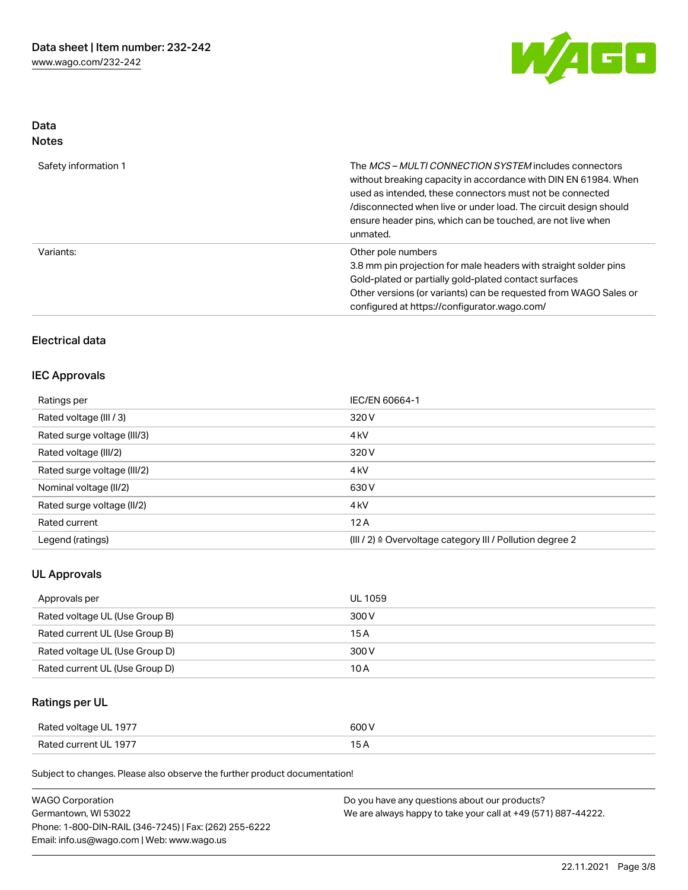## Data
## Notes

| | |
|---|---|
| Safety information 1 | The *MCS – MULTI CONNECTION SYSTEM* includes connectors without breaking capacity in accordance with DIN EN 61984. When used as intended, these connectors must not be connected /disconnected when live or under load. The circuit design should ensure header pins, which can be touched, are not live when unmated. |
| Variants: | Other pole numbers<br>3.8 mm pin projection for male headers with straight solder pins<br>Gold-plated or partially gold-plated contact surfaces<br>Other versions (or variants) can be requested from WAGO Sales or configured at https://configurator.wago.com/ |

## Electrical data

### IEC Approvals

| | |
|---|---|
| Ratings per | IEC/EN 60664-1 |
| Rated voltage (III / 3) | 320 V |
| Rated surge voltage (III/3) | 4 kV |
| Rated voltage (III/2) | 320 V |
| Rated surge voltage (III/2) | 4 kV |
| Nominal voltage (II/2) | 630 V |
| Rated surge voltage (II/2) | 4 kV |
| Rated current | 12 A |
| Legend (ratings) | (III / 2) ≙ Overvoltage category III / Pollution degree 2 |

### UL Approvals

| | |
|---|---|
| Approvals per | UL 1059 |
| Rated voltage UL (Use Group B) | 300 V |
| Rated current UL (Use Group B) | 15 A |
| Rated voltage UL (Use Group D) | 300 V |
| Rated current UL (Use Group D) | 10 A |

### Ratings per UL

| | |
|---|---|
| Rated voltage UL 1977 | 600 V |
| Rated current UL 1977 | 15 A |

Subject to changes. Please also observe the further product documentation!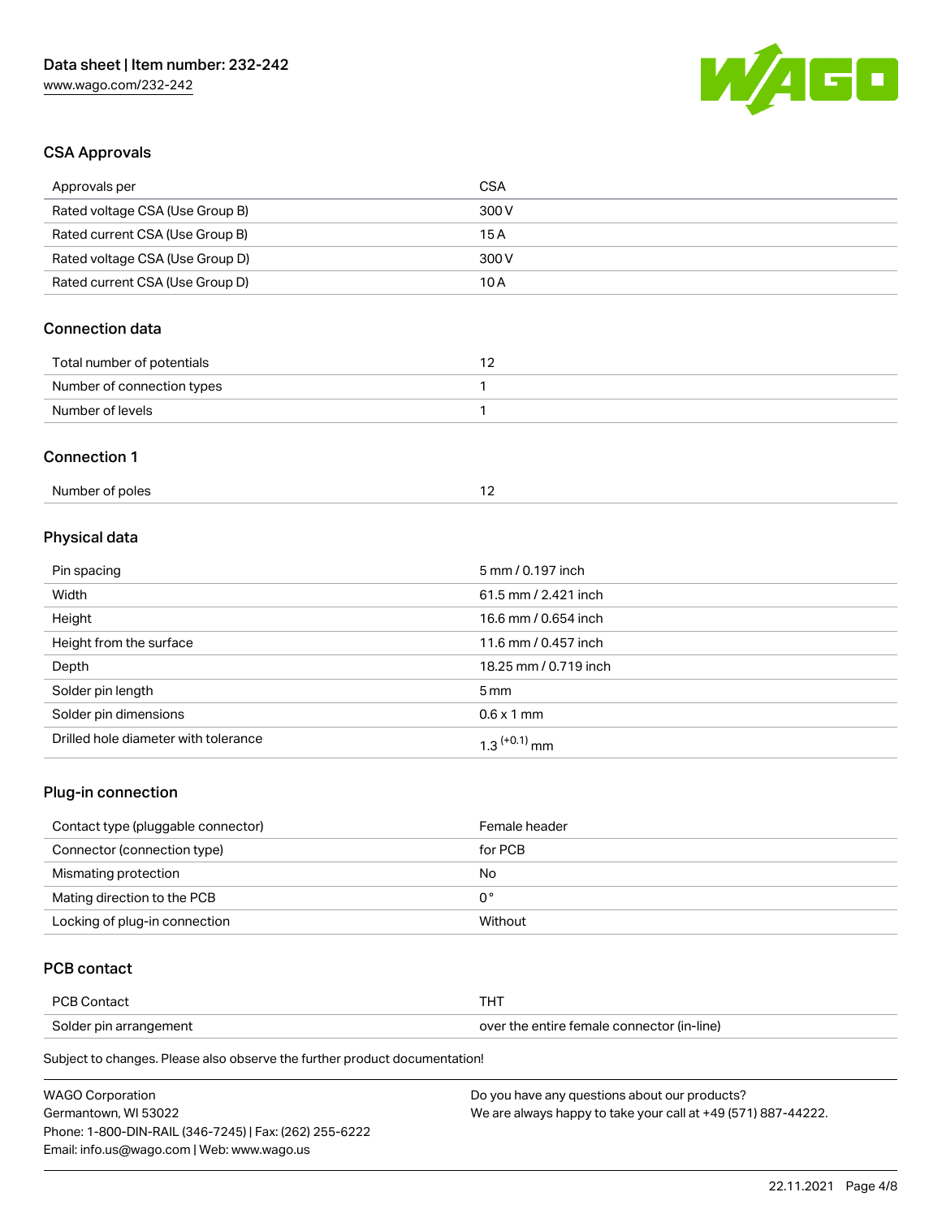## CSA Approvals

| Approvals per | CSA |
| --- | --- |
| Rated voltage CSA (Use Group B) | 300 V |
| Rated current CSA (Use Group B) | 15 A |
| Rated voltage CSA (Use Group D) | 300 V |
| Rated current CSA (Use Group D) | 10 A |

## Connection data

| Total number of potentials | 12 |
| --- | --- |
| Number of connection types | 1 |
| Number of levels | 1 |

## Connection 1

| Number of poles | 12 |
| --- | --- |

## Physical data

| Pin spacing | 5 mm / 0.197 inch |
| --- | --- |
| Width | 61.5 mm / 2.421 inch |
| Height | 16.6 mm / 0.654 inch |
| Height from the surface | 11.6 mm / 0.457 inch |
| Depth | 18.25 mm / 0.719 inch |
| Solder pin length | 5 mm |
| Solder pin dimensions | 0.6 x 1 mm |
| Drilled hole diameter with tolerance | $1.3^{(+0.1)}$ mm |

## Plug-in connection

| Contact type (pluggable connector) | Female header |
| --- | --- |
| Connector (connection type) | for PCB |
| Mismating protection | No |
| Mating direction to the PCB | 0° |
| Locking of plug-in connection | Without |

## PCB contact

| PCB Contact | THT |
| --- | --- |
| Solder pin arrangement | over the entire female connector (in-line) |

Subject to changes. Please also observe the further product documentation!

WAGO Corporation
Germantown, WI 53022
Phone: 1-800-DIN-RAIL (346-7245) | Fax: (262) 255-6222
Email: info.us@wago.com | Web: www.wago.us

Do you have any questions about our products?
We are always happy to take your call at +49 (571) 887-44222.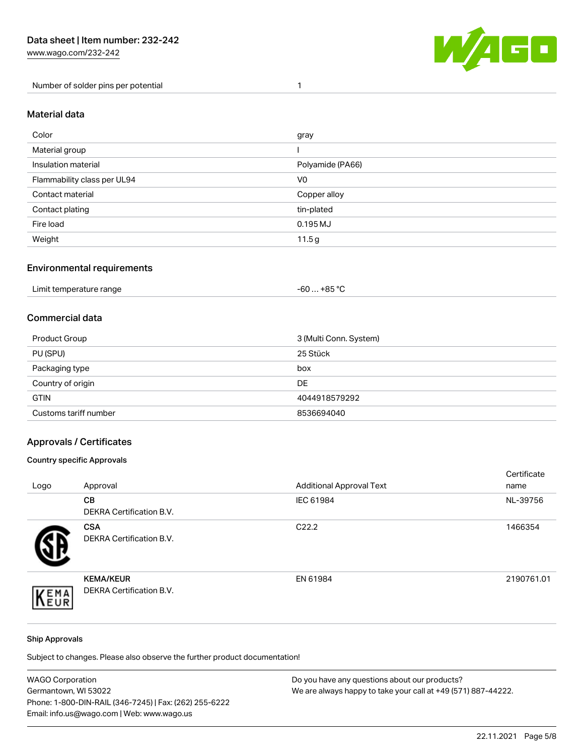| Number of solder pins per potential | 1 |
| --- | --- |

## Material data

| Color | gray |
| --- | --- |
| Material group | I |
| Insulation material | Polyamide (PA66) |
| Flammability class per UL94 | V0 |
| Contact material | Copper alloy |
| Contact plating | tin-plated |
| Fire load | 0.195 MJ |
| Weight | 11.5 g |

## Environmental requirements

| Limit temperature range | -60 … +85 °C |
| --- | --- |

## Commercial data

| Product Group | 3 (Multi Conn. System) |
| --- | --- |
| PU (SPU) | 25 Stück |
| Packaging type | box |
| Country of origin | DE |
| GTIN | 4044918579292 |
| Customs tariff number | 8536694040 |

## Approvals / Certificates

### Country specific Approvals

| Logo | Approval | Additional Approval Text | Certificate name |
| --- | --- | --- | --- |
| | **CB**<br>DEKRA Certification B.V. | IEC 61984 | NL-39756 |
| | **CSA**<br>DEKRA Certification B.V. | C22.2 | 1466354 |
| | **KEMA/KEUR**<br>DEKRA Certification B.V. | EN 61984 | 2190761.01 |

### Ship Approvals

Subject to changes. Please also observe the further product documentation!

WAGO Corporation
Germantown, WI 53022
Phone: 1-800-DIN-RAIL (346-7245) | Fax: (262) 255-6222
Email: info.us@wago.com | Web: www.wago.us

Do you have any questions about our products?
We are always happy to take your call at +49 (571) 887-44222.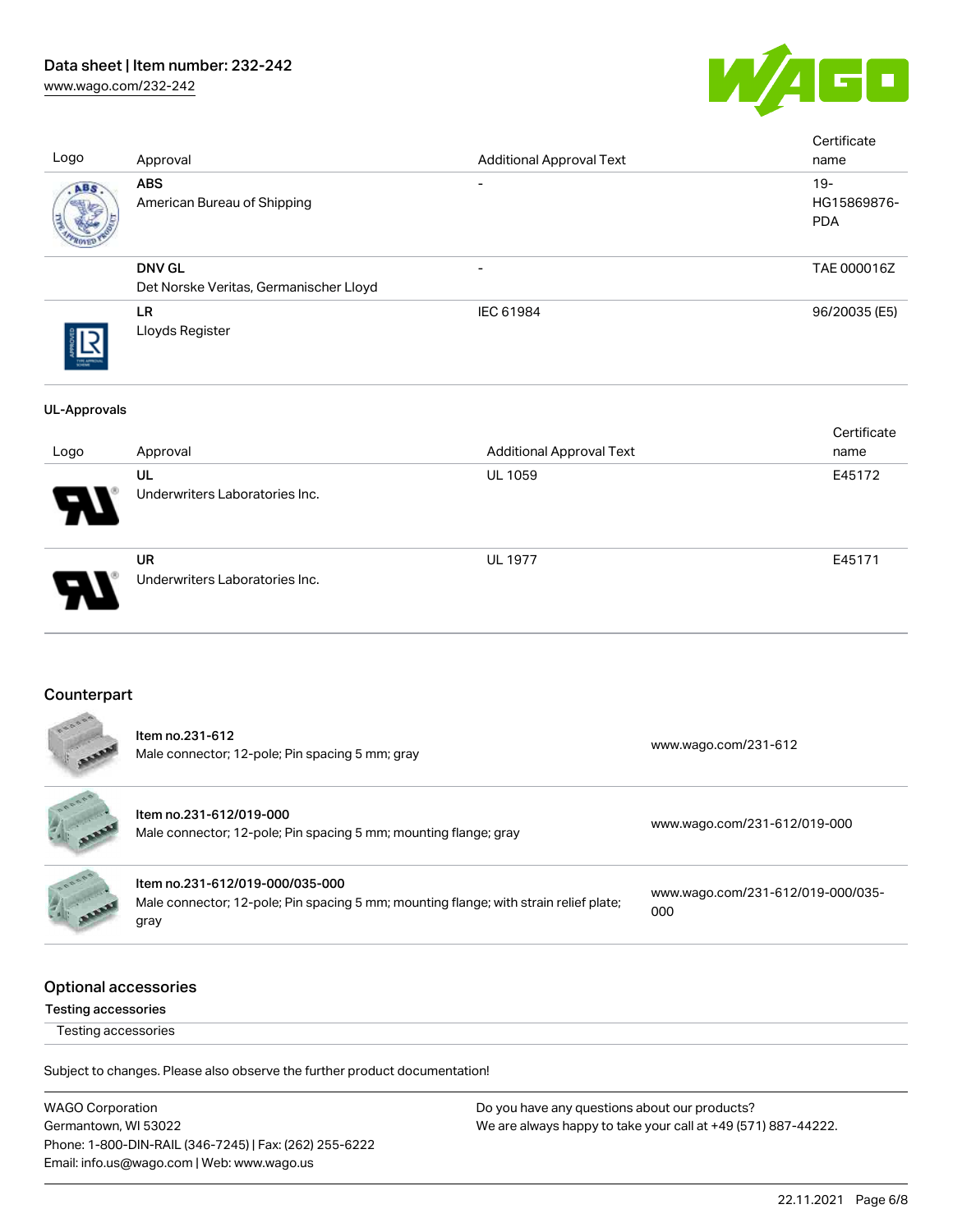| Logo | Approval | Additional Approval Text | Certificate name |
|---|---|---|---|
| | **ABS**<br>American Bureau of Shipping | - | 19-HG15869876-PDA |
| | **DNV GL**<br>Det Norske Veritas, Germanischer Lloyd | - | TAE 000016Z |
| | **LR**<br>Lloyds Register | IEC 61984 | 96/20035 (E5) |

UL-Approvals

| Logo | Approval | Additional Approval Text | Certificate name |
|---|---|---|---|
| | **UL**<br>Underwriters Laboratories Inc. | UL 1059 | E45172 |
| | **UR**<br>Underwriters Laboratories Inc. | UL 1977 | E45171 |

## Counterpart

| Item | Link |
|---|---|
| Item no.231-612<br>Male connector; 12-pole; Pin spacing 5 mm; gray | www.wago.com/231-612 |
| Item no.231-612/019-000<br>Male connector; 12-pole; Pin spacing 5 mm; mounting flange; gray | www.wago.com/231-612/019-000 |
| Item no.231-612/019-000/035-000<br>Male connector; 12-pole; Pin spacing 5 mm; mounting flange; with strain relief plate; gray | www.wago.com/231-612/019-000/035-000 |

## Optional accessories

Testing accessories

Testing accessories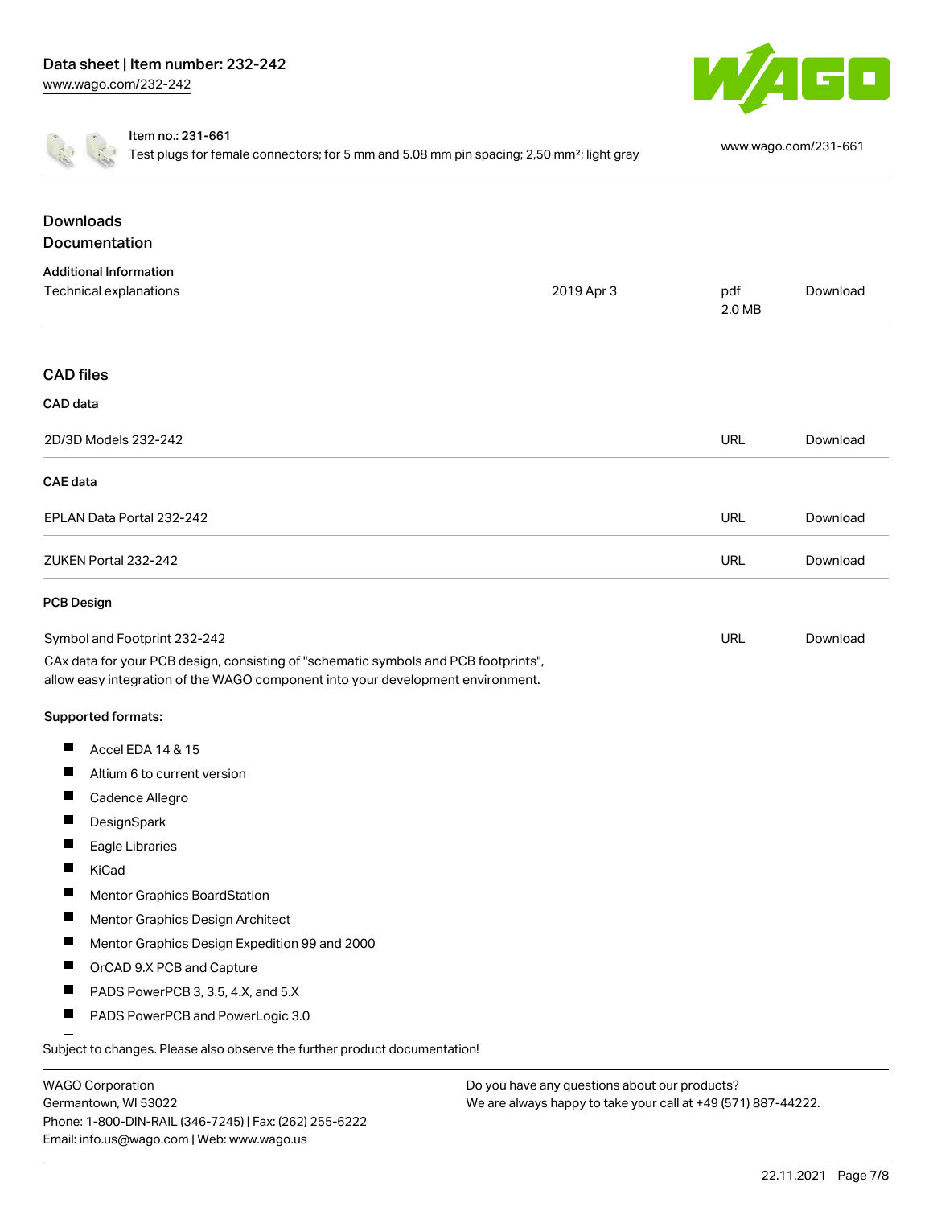Item no.: 231-661

Test plugs for female connectors; for 5 mm and 5.08 mm pin spacing; 2,50 mm²; light gray

www.wago.com/231-661

## Downloads

## Documentation

**Additional Information**

| Technical explanations | 2019 Apr 3 | pdf 2.0 MB | Download |
| --- | --- | --- | --- |

## CAD files

**CAD data**

| 2D/3D Models 232-242 | URL | Download |
| --- | --- | --- |

**CAE data**

| EPLAN Data Portal 232-242 | URL | Download |
| --- | --- | --- |
| ZUKEN Portal 232-242 | URL | Download |

**PCB Design**

| Symbol and Footprint 232-242 | URL | Download |
| --- | --- | --- |

CAx data for your PCB design, consisting of "schematic symbols and PCB footprints", allow easy integration of the WAGO component into your development environment.

**Supported formats:**

- Accel EDA 14 & 15
- Altium 6 to current version
- Cadence Allegro
- DesignSpark
- Eagle Libraries
- KiCad
- Mentor Graphics BoardStation
- Mentor Graphics Design Architect
- Mentor Graphics Design Expedition 99 and 2000
- OrCAD 9.X PCB and Capture
- PADS PowerPCB 3, 3.5, 4.X, and 5.X
- PADS PowerPCB and PowerLogic 3.0

Subject to changes. Please also observe the further product documentation!

WAGO Corporation
Germantown, WI 53022
Phone: 1-800-DIN-RAIL (346-7245) | Fax: (262) 255-6222
Email: info.us@wago.com | Web: www.wago.us

Do you have any questions about our products?
We are always happy to take your call at +49 (571) 887-44222.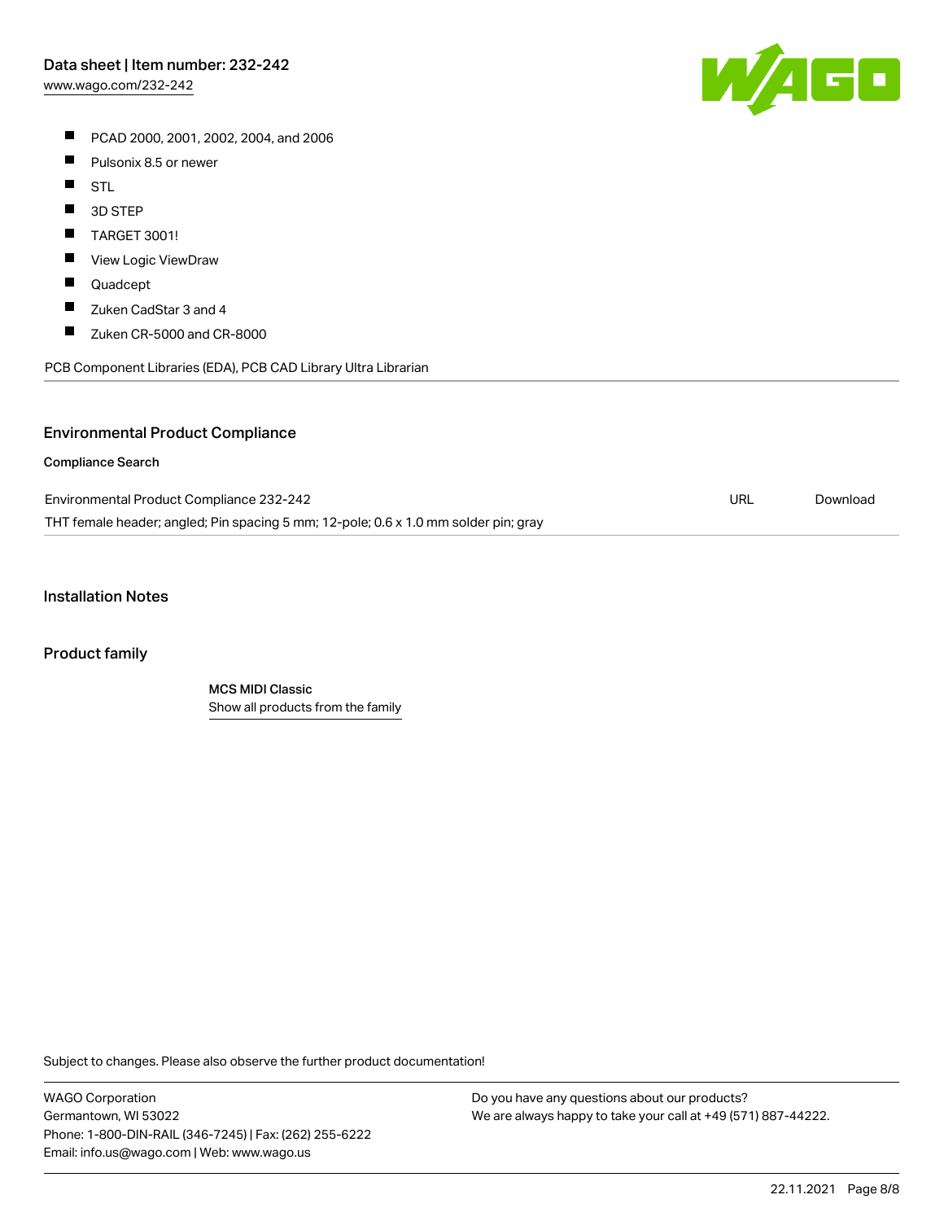- PCAD 2000, 2001, 2002, 2004, and 2006
- Pulsonix 8.5 or newer
- STL
- 3D STEP
- TARGET 3001!
- View Logic ViewDraw
- Quadcept
- Zuken CadStar 3 and 4
- Zuken CR-5000 and CR-8000

PCB Component Libraries (EDA), PCB CAD Library Ultra Librarian

## Environmental Product Compliance

**Compliance Search**

| | | |
|---|---|---|
| Environmental Product Compliance 232-242<br>THT female header; angled; Pin spacing 5 mm; 12-pole; 0.6 x 1.0 mm solder pin; gray | URL | Download |

## Installation Notes

## Product family

MCS MIDI Classic
Show all products from the family

Subject to changes. Please also observe the further product documentation!

WAGO Corporation
Germantown, WI 53022
Phone: 1-800-DIN-RAIL (346-7245) | Fax: (262) 255-6222
Email: info.us@wago.com | Web: www.wago.us

Do you have any questions about our products?
We are always happy to take your call at +49 (571) 887-44222.